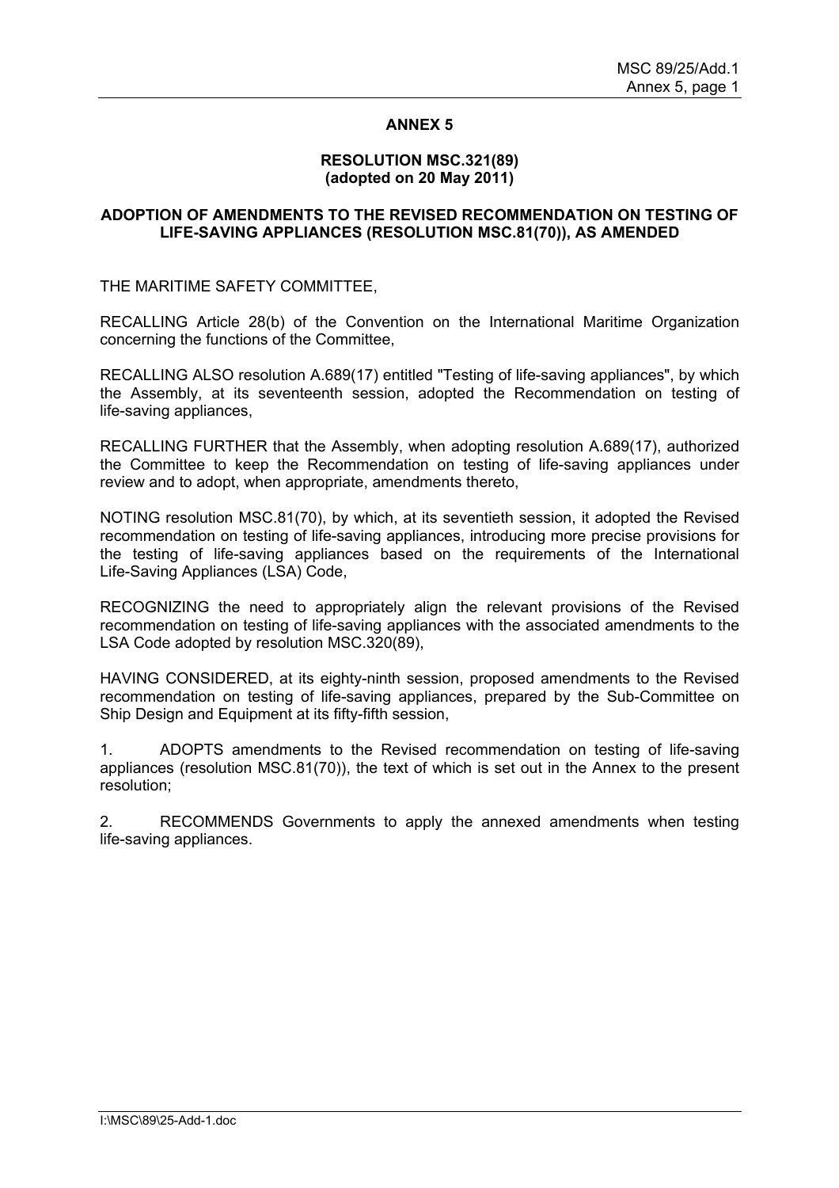# ANNEX 5

## RESOLUTION MSC.321(89)
**(adopted on 20 May 2011)**

## ADOPTION OF AMENDMENTS TO THE REVISED RECOMMENDATION ON TESTING OF LIFE-SAVING APPLIANCES (RESOLUTION MSC.81(70)), AS AMENDED

THE MARITIME SAFETY COMMITTEE,

RECALLING Article 28(b) of the Convention on the International Maritime Organization concerning the functions of the Committee,

RECALLING ALSO resolution A.689(17) entitled "Testing of life-saving appliances", by which the Assembly, at its seventeenth session, adopted the Recommendation on testing of life-saving appliances,

RECALLING FURTHER that the Assembly, when adopting resolution A.689(17), authorized the Committee to keep the Recommendation on testing of life-saving appliances under review and to adopt, when appropriate, amendments thereto,

NOTING resolution MSC.81(70), by which, at its seventieth session, it adopted the Revised recommendation on testing of life-saving appliances, introducing more precise provisions for the testing of life-saving appliances based on the requirements of the International Life-Saving Appliances (LSA) Code,

RECOGNIZING the need to appropriately align the relevant provisions of the Revised recommendation on testing of life-saving appliances with the associated amendments to the LSA Code adopted by resolution MSC.320(89),

HAVING CONSIDERED, at its eighty-ninth session, proposed amendments to the Revised recommendation on testing of life-saving appliances, prepared by the Sub-Committee on Ship Design and Equipment at its fifty-fifth session,

1. ADOPTS amendments to the Revised recommendation on testing of life-saving appliances (resolution MSC.81(70)), the text of which is set out in the Annex to the present resolution;

2. RECOMMENDS Governments to apply the annexed amendments when testing life-saving appliances.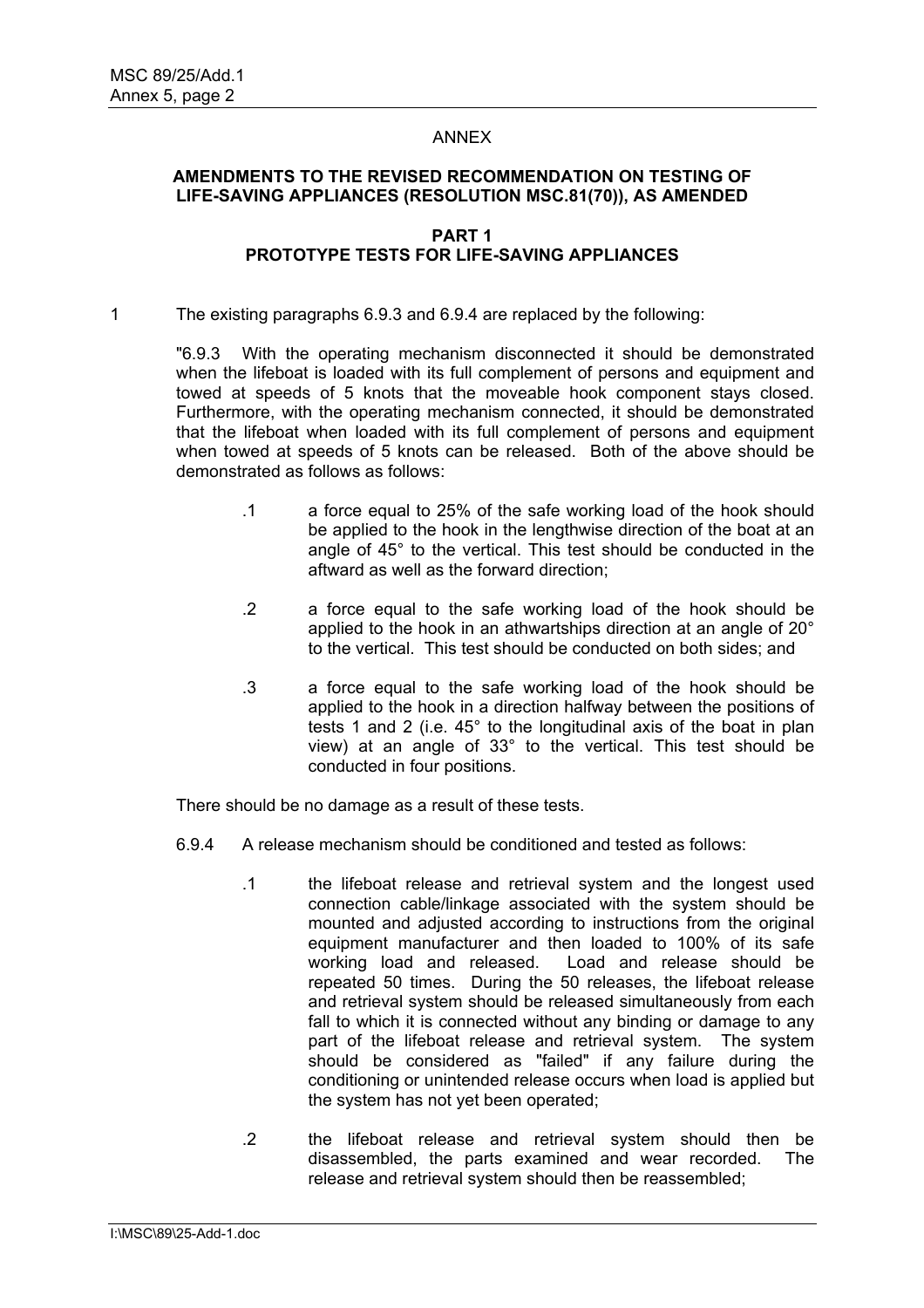## ANNEX

### AMENDMENTS TO THE REVISED RECOMMENDATION ON TESTING OF LIFE-SAVING APPLIANCES (RESOLUTION MSC.81(70)), AS AMENDED

### PART 1
### PROTOTYPE TESTS FOR LIFE-SAVING APPLIANCES

1 The existing paragraphs 6.9.3 and 6.9.4 are replaced by the following:

"6.9.3 With the operating mechanism disconnected it should be demonstrated when the lifeboat is loaded with its full complement of persons and equipment and towed at speeds of 5 knots that the moveable hook component stays closed. Furthermore, with the operating mechanism connected, it should be demonstrated that the lifeboat when loaded with its full complement of persons and equipment when towed at speeds of 5 knots can be released. Both of the above should be demonstrated as follows as follows:

.1 a force equal to 25% of the safe working load of the hook should be applied to the hook in the lengthwise direction of the boat at an angle of 45° to the vertical. This test should be conducted in the aftward as well as the forward direction;

.2 a force equal to the safe working load of the hook should be applied to the hook in an athwartships direction at an angle of 20° to the vertical. This test should be conducted on both sides; and

.3 a force equal to the safe working load of the hook should be applied to the hook in a direction halfway between the positions of tests 1 and 2 (i.e. 45° to the longitudinal axis of the boat in plan view) at an angle of 33° to the vertical. This test should be conducted in four positions.

There should be no damage as a result of these tests.

6.9.4 A release mechanism should be conditioned and tested as follows:

.1 the lifeboat release and retrieval system and the longest used connection cable/linkage associated with the system should be mounted and adjusted according to instructions from the original equipment manufacturer and then loaded to 100% of its safe working load and released. Load and release should be repeated 50 times. During the 50 releases, the lifeboat release and retrieval system should be released simultaneously from each fall to which it is connected without any binding or damage to any part of the lifeboat release and retrieval system. The system should be considered as "failed" if any failure during the conditioning or unintended release occurs when load is applied but the system has not yet been operated;

.2 the lifeboat release and retrieval system should then be disassembled, the parts examined and wear recorded. The release and retrieval system should then be reassembled;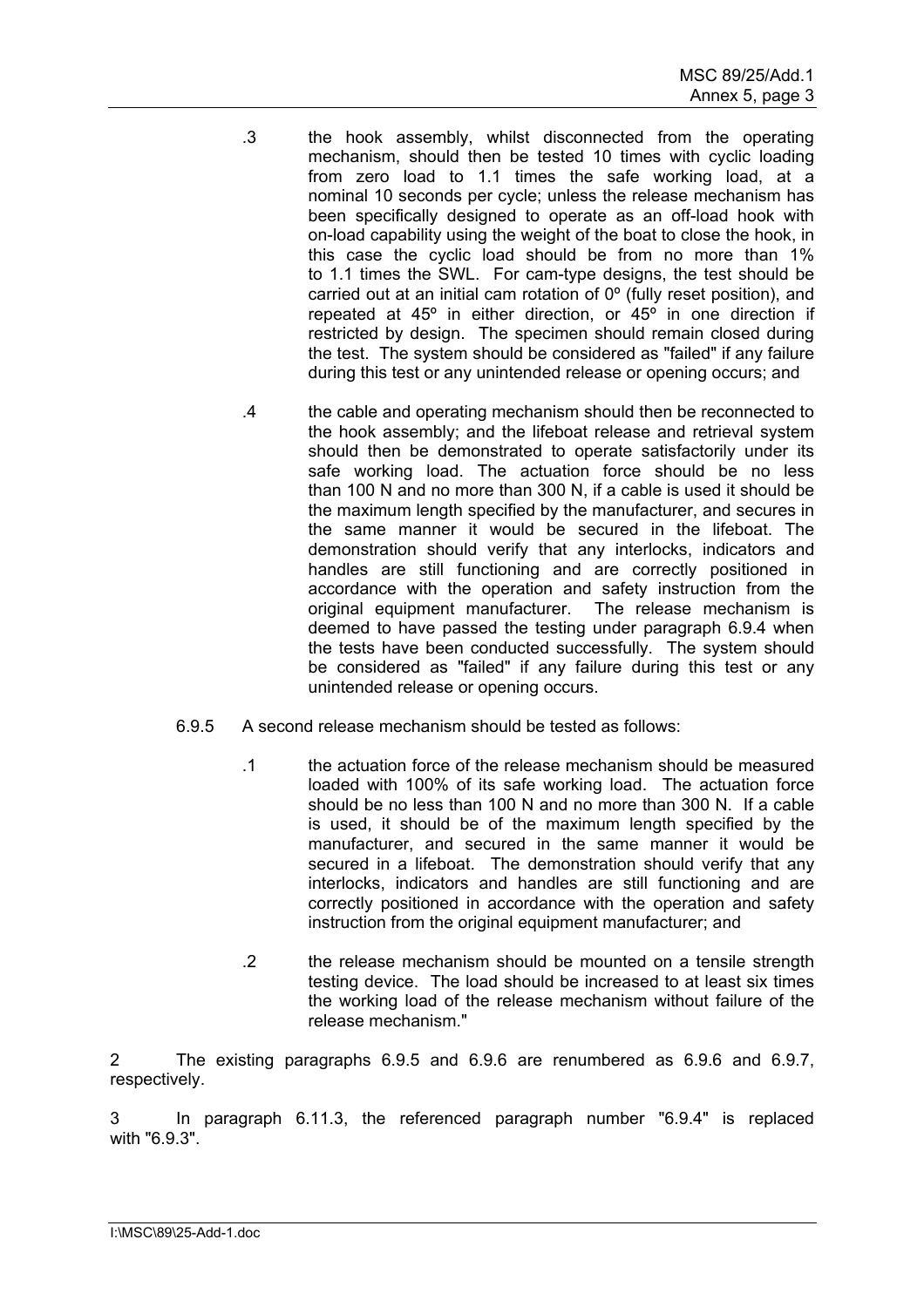.3 the hook assembly, whilst disconnected from the operating mechanism, should then be tested 10 times with cyclic loading from zero load to 1.1 times the safe working load, at a nominal 10 seconds per cycle; unless the release mechanism has been specifically designed to operate as an off-load hook with on-load capability using the weight of the boat to close the hook, in this case the cyclic load should be from no more than 1% to 1.1 times the SWL. For cam-type designs, the test should be carried out at an initial cam rotation of 0º (fully reset position), and repeated at 45º in either direction, or 45º in one direction if restricted by design. The specimen should remain closed during the test. The system should be considered as "failed" if any failure during this test or any unintended release or opening occurs; and

.4 the cable and operating mechanism should then be reconnected to the hook assembly; and the lifeboat release and retrieval system should then be demonstrated to operate satisfactorily under its safe working load. The actuation force should be no less than 100 N and no more than 300 N, if a cable is used it should be the maximum length specified by the manufacturer, and secures in the same manner it would be secured in the lifeboat. The demonstration should verify that any interlocks, indicators and handles are still functioning and are correctly positioned in accordance with the operation and safety instruction from the original equipment manufacturer. The release mechanism is deemed to have passed the testing under paragraph 6.9.4 when the tests have been conducted successfully. The system should be considered as "failed" if any failure during this test or any unintended release or opening occurs.

6.9.5 A second release mechanism should be tested as follows:

.1 the actuation force of the release mechanism should be measured loaded with 100% of its safe working load. The actuation force should be no less than 100 N and no more than 300 N. If a cable is used, it should be of the maximum length specified by the manufacturer, and secured in the same manner it would be secured in a lifeboat. The demonstration should verify that any interlocks, indicators and handles are still functioning and are correctly positioned in accordance with the operation and safety instruction from the original equipment manufacturer; and

.2 the release mechanism should be mounted on a tensile strength testing device. The load should be increased to at least six times the working load of the release mechanism without failure of the release mechanism."

2 The existing paragraphs 6.9.5 and 6.9.6 are renumbered as 6.9.6 and 6.9.7, respectively.

3 In paragraph 6.11.3, the referenced paragraph number "6.9.4" is replaced with "6.9.3".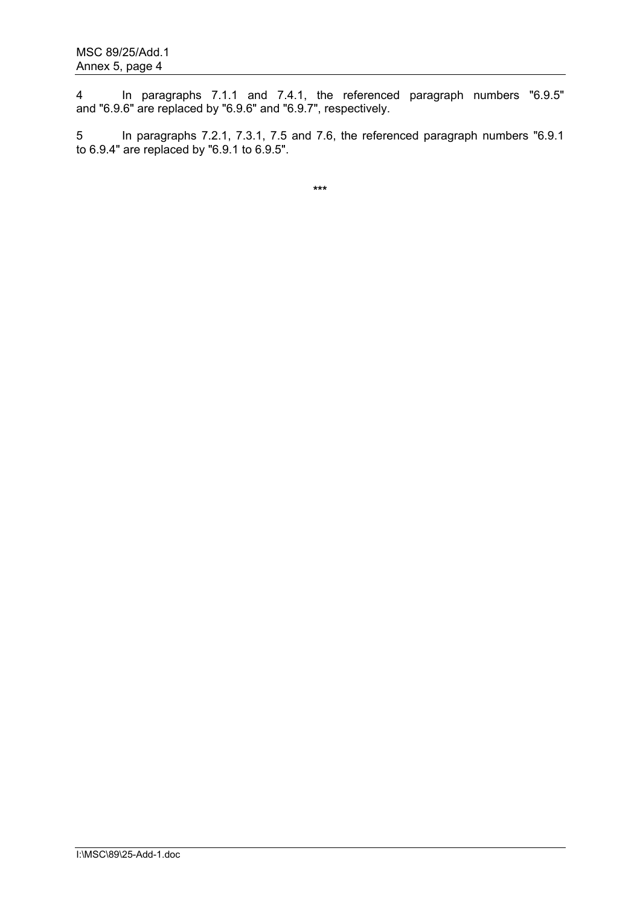4 In paragraphs 7.1.1 and 7.4.1, the referenced paragraph numbers "6.9.5" and "6.9.6" are replaced by "6.9.6" and "6.9.7", respectively.

5 In paragraphs 7.2.1, 7.3.1, 7.5 and 7.6, the referenced paragraph numbers "6.9.1 to 6.9.4" are replaced by "6.9.1 to 6.9.5".

***